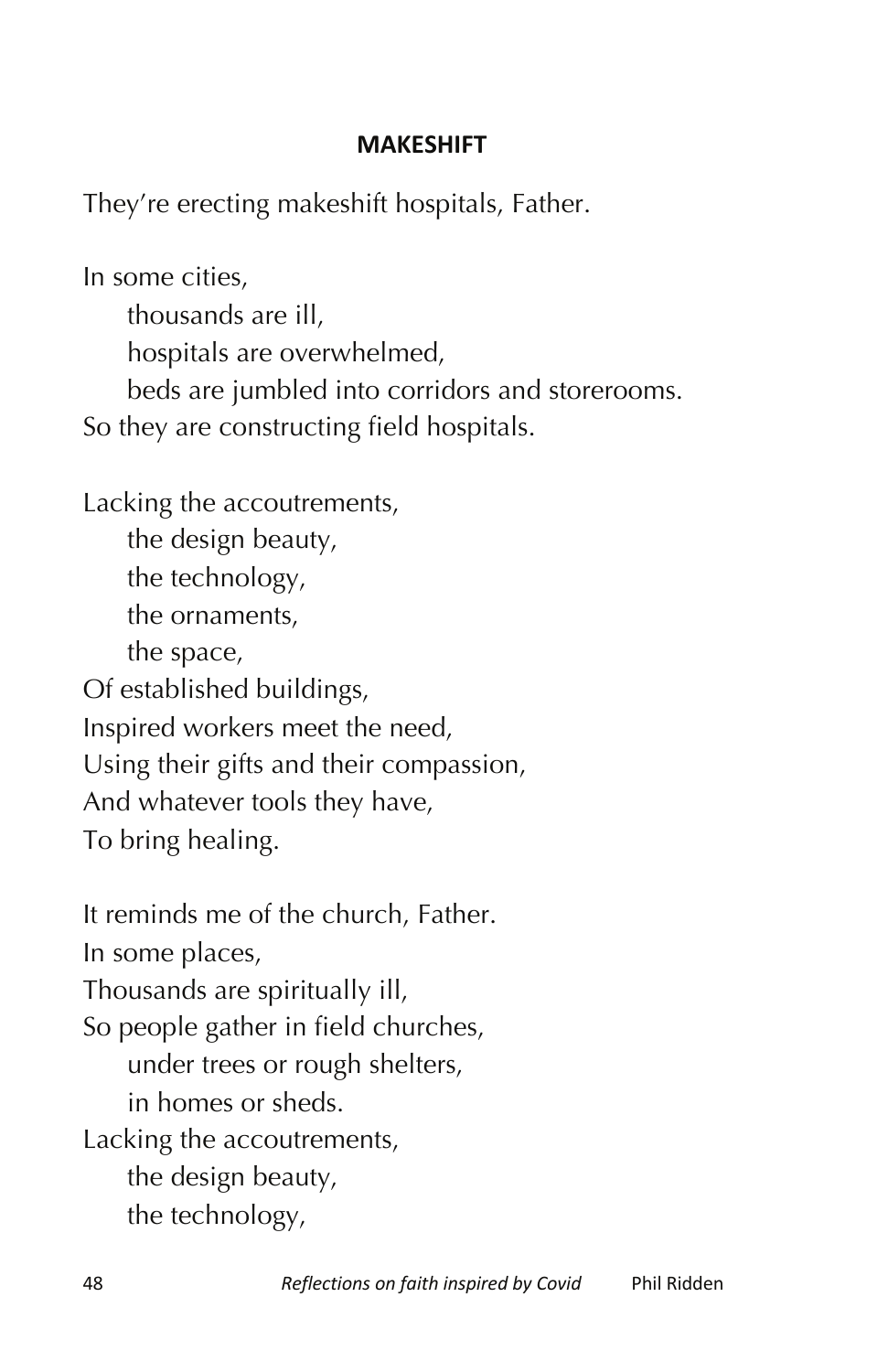**MAKESHIFT**

They’re erecting makeshift hospitals, Father.

In some cities,  
&nbsp;&nbsp;&nbsp;&nbsp;thousands are ill,  
&nbsp;&nbsp;&nbsp;&nbsp;hospitals are overwhelmed,  
&nbsp;&nbsp;&nbsp;&nbsp;beds are jumbled into corridors and storerooms.  
So they are constructing field hospitals.

Lacking the accoutrements,  
&nbsp;&nbsp;&nbsp;&nbsp;the design beauty,  
&nbsp;&nbsp;&nbsp;&nbsp;the technology,  
&nbsp;&nbsp;&nbsp;&nbsp;the ornaments,  
&nbsp;&nbsp;&nbsp;&nbsp;the space,  
Of established buildings,  
Inspired workers meet the need,  
Using their gifts and their compassion,  
And whatever tools they have,  
To bring healing.

It reminds me of the church, Father.  
In some places,  
Thousands are spiritually ill,  
So people gather in field churches,  
&nbsp;&nbsp;&nbsp;&nbsp;under trees or rough shelters,  
&nbsp;&nbsp;&nbsp;&nbsp;in homes or sheds.  
Lacking the accoutrements,  
&nbsp;&nbsp;&nbsp;&nbsp;the design beauty,  
&nbsp;&nbsp;&nbsp;&nbsp;the technology,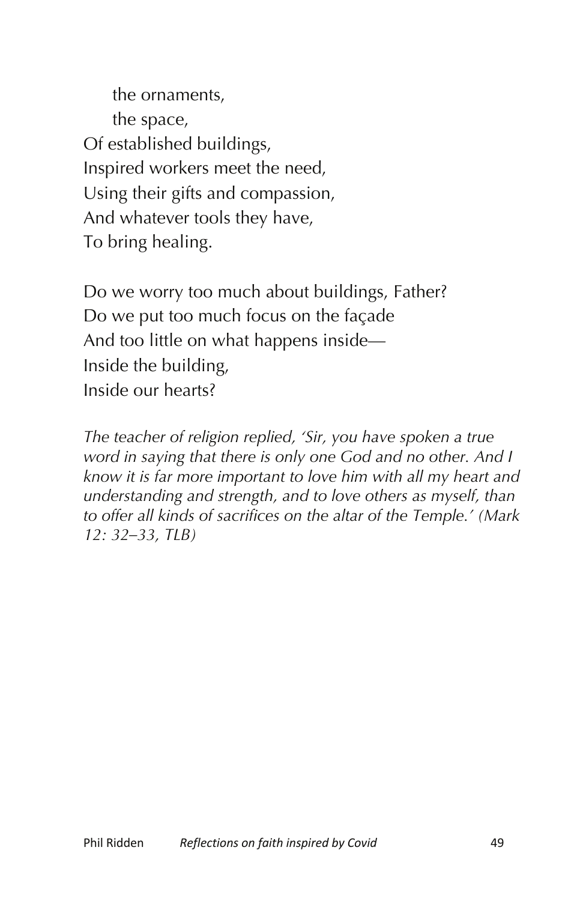the ornaments,  
the space,  
Of established buildings,  
Inspired workers meet the need,  
Using their gifts and compassion,  
And whatever tools they have,  
To bring healing.

Do we worry too much about buildings, Father?  
Do we put too much focus on the façade  
And too little on what happens inside—  
Inside the building,  
Inside our hearts?

*The teacher of religion replied, 'Sir, you have spoken a true word in saying that there is only one God and no other. And I know it is far more important to love him with all my heart and understanding and strength, and to love others as myself, than to offer all kinds of sacrifices on the altar of the Temple.' (Mark 12: 32–33, TLB)*